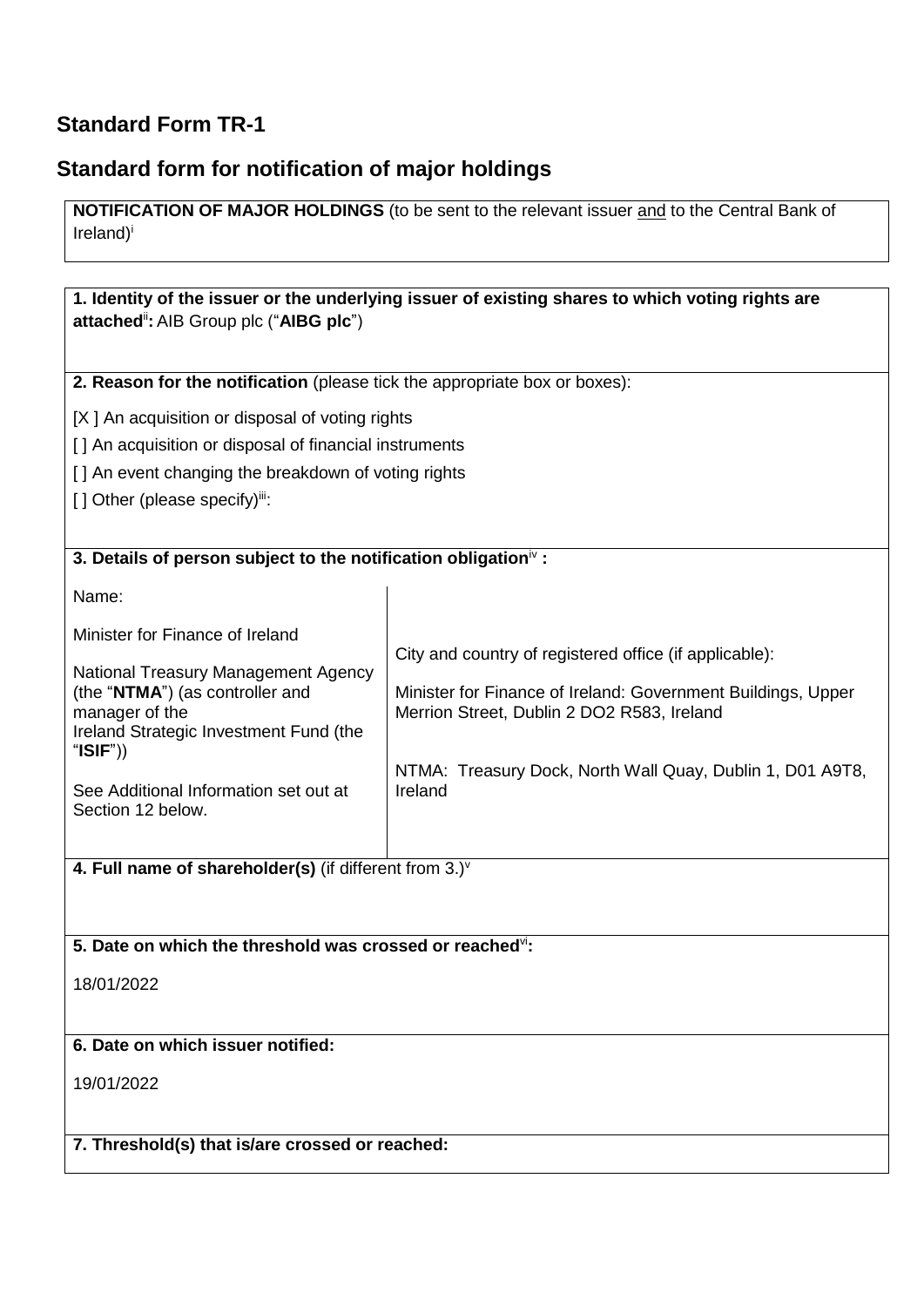# Standard Form TR-1

## Standard form for notification of major holdings

**NOTIFICATION OF MAJOR HOLDINGS** (to be sent to the relevant issuer and to the Central Bank of Ireland)[i]

**1. Identity of the issuer or the underlying issuer of existing shares to which voting rights are attached[ii]:** AIB Group plc ("**AIBG plc**")

**2. Reason for the notification** (please tick the appropriate box or boxes):

[X ] An acquisition or disposal of voting rights

[ ] An acquisition or disposal of financial instruments

[ ] An event changing the breakdown of voting rights

[ ] Other (please specify)[iii]:

**3. Details of person subject to the notification obligation[iv] :**

| Name: | City and country of registered office (if applicable): |
|---|---|
| Minister for Finance of Ireland | Minister for Finance of Ireland: Government Buildings, Upper Merrion Street, Dublin 2 DO2 R583, Ireland |
| National Treasury Management Agency (the "**NTMA**") (as controller and manager of the Ireland Strategic Investment Fund (the "**ISIF**")) | NTMA: Treasury Dock, North Wall Quay, Dublin 1, D01 A9T8, Ireland |
| See Additional Information set out at Section 12 below. | |

**4. Full name of shareholder(s)** (if different from 3.)[v]

**5. Date on which the threshold was crossed or reached[vi]:**

18/01/2022

**6. Date on which issuer notified:**

19/01/2022

**7. Threshold(s) that is/are crossed or reached:**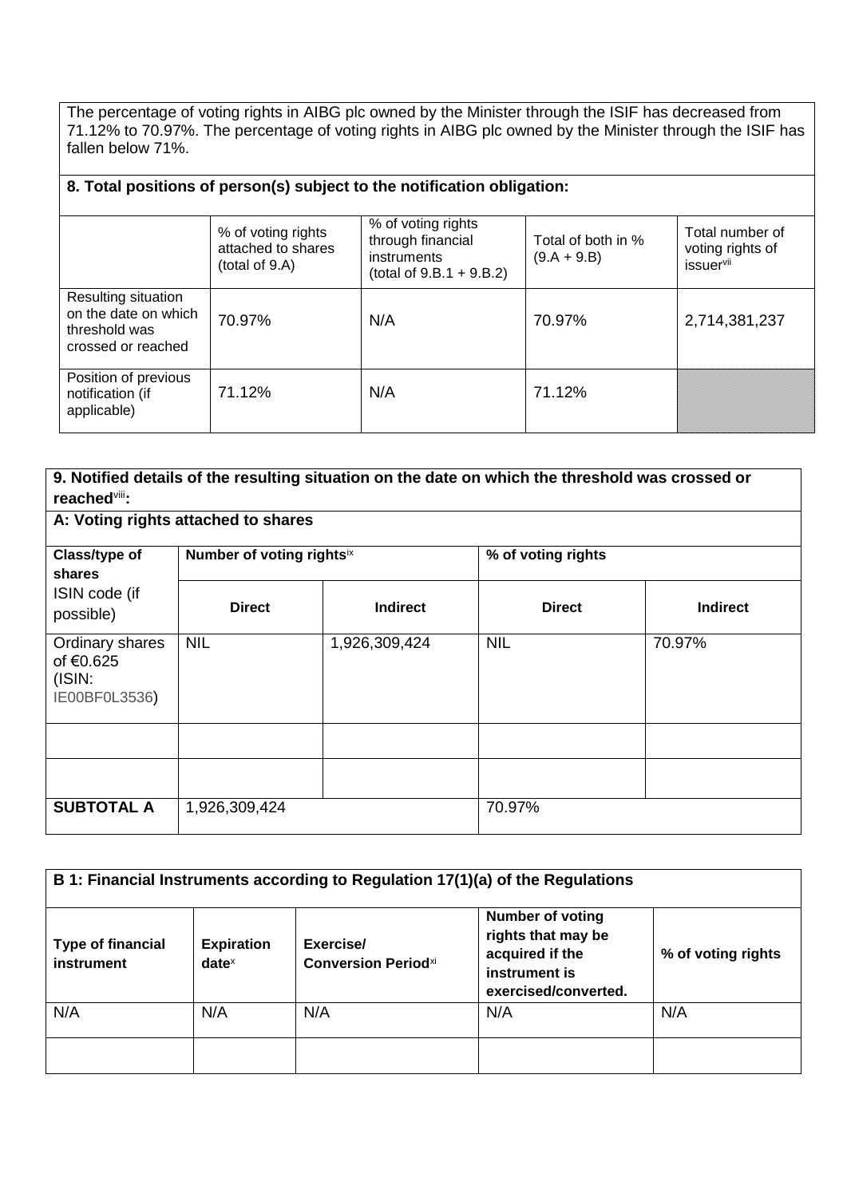The percentage of voting rights in AIBG plc owned by the Minister through the ISIF has decreased from 71.12% to 70.97%. The percentage of voting rights in AIBG plc owned by the Minister through the ISIF has fallen below 71%.

**8. Total positions of person(s) subject to the notification obligation:**

| | % of voting rights attached to shares (total of 9.A) | % of voting rights through financial instruments (total of 9.B.1 + 9.B.2) | Total of both in % (9.A + 9.B) | Total number of voting rights of issuer[vii] |
|---|---|---|---|---|
| Resulting situation on the date on which threshold was crossed or reached | 70.97% | N/A | 70.97% | 2,714,381,237 |
| Position of previous notification (if applicable) | 71.12% | N/A | 71.12% | |

**9. Notified details of the resulting situation on the date on which the threshold was crossed or reached[viii]:**

**A: Voting rights attached to shares**

| **Class/type of shares** ISIN code (if possible) | **Number of voting rights[ix]** | | **% of voting rights** | |
|---|---|---|---|---|
| | **Direct** | **Indirect** | **Direct** | **Indirect** |
| Ordinary shares of €0.625 (ISIN: IE00BF0L3536) | NIL | 1,926,309,424 | NIL | 70.97% |
| | | | | |
| | | | | |
| **SUBTOTAL A** | 1,926,309,424 | | 70.97% | |

| **B 1: Financial Instruments according to Regulation 17(1)(a) of the Regulations** | | | | |
|---|---|---|---|---|
| **Type of financial instrument** | **Expiration date[x]** | **Exercise/ Conversion Period[xi]** | **Number of voting rights that may be acquired if the instrument is exercised/converted.** | **% of voting rights** |
| N/A | N/A | N/A | N/A | N/A |
| | | | | |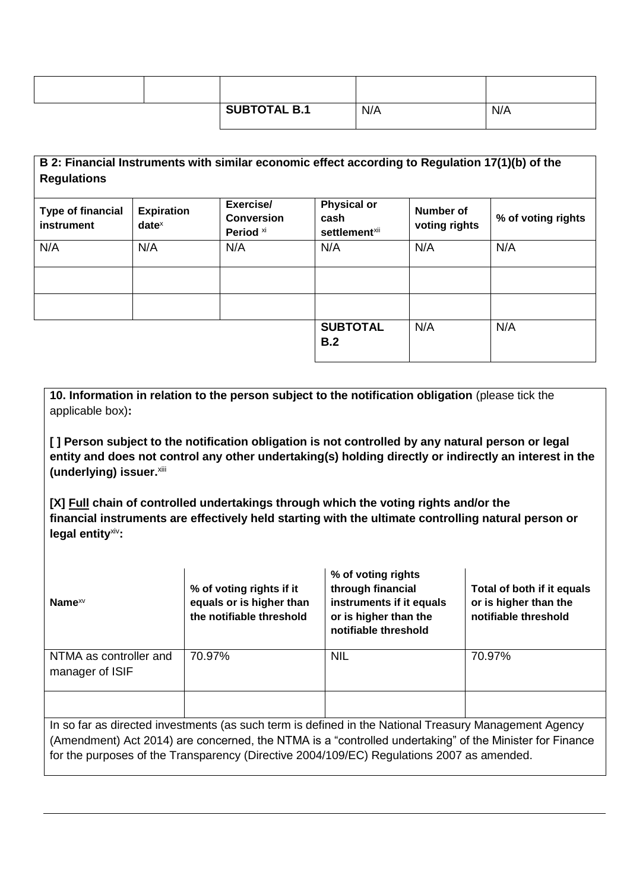| | | | | |
|---|---|---|---|---|
| | | | | |
| | | SUBTOTAL B.1 | N/A | N/A |

**B 2: Financial Instruments with similar economic effect according to Regulation 17(1)(b) of the Regulations**

| Type of financial instrument | Expiration date[x] | Exercise/ Conversion Period [xi] | Physical or cash settlement[xii] | Number of voting rights | % of voting rights |
|---|---|---|---|---|---|
| N/A | N/A | N/A | N/A | N/A | N/A |
| | | | | | |
| | | | | | |
| | | | **SUBTOTAL B.2** | N/A | N/A |

**10. Information in relation to the person subject to the notification obligation** (please tick the applicable box)**:**

**[ ] Person subject to the notification obligation is not controlled by any natural person or legal entity and does not control any other undertaking(s) holding directly or indirectly an interest in the (underlying) issuer.**[xiii]

**[X] <u>Full</u> chain of controlled undertakings through which the voting rights and/or the financial instruments are effectively held starting with the ultimate controlling natural person or legal entity**[xiv]**:**

| Name[xv] | % of voting rights if it equals or is higher than the notifiable threshold | % of voting rights through financial instruments if it equals or is higher than the notifiable threshold | Total of both if it equals or is higher than the notifiable threshold |
|---|---|---|---|
| NTMA as controller and manager of ISIF | 70.97% | NIL | 70.97% |
| | | | |

In so far as directed investments (as such term is defined in the National Treasury Management Agency (Amendment) Act 2014) are concerned, the NTMA is a "controlled undertaking" of the Minister for Finance for the purposes of the Transparency (Directive 2004/109/EC) Regulations 2007 as amended.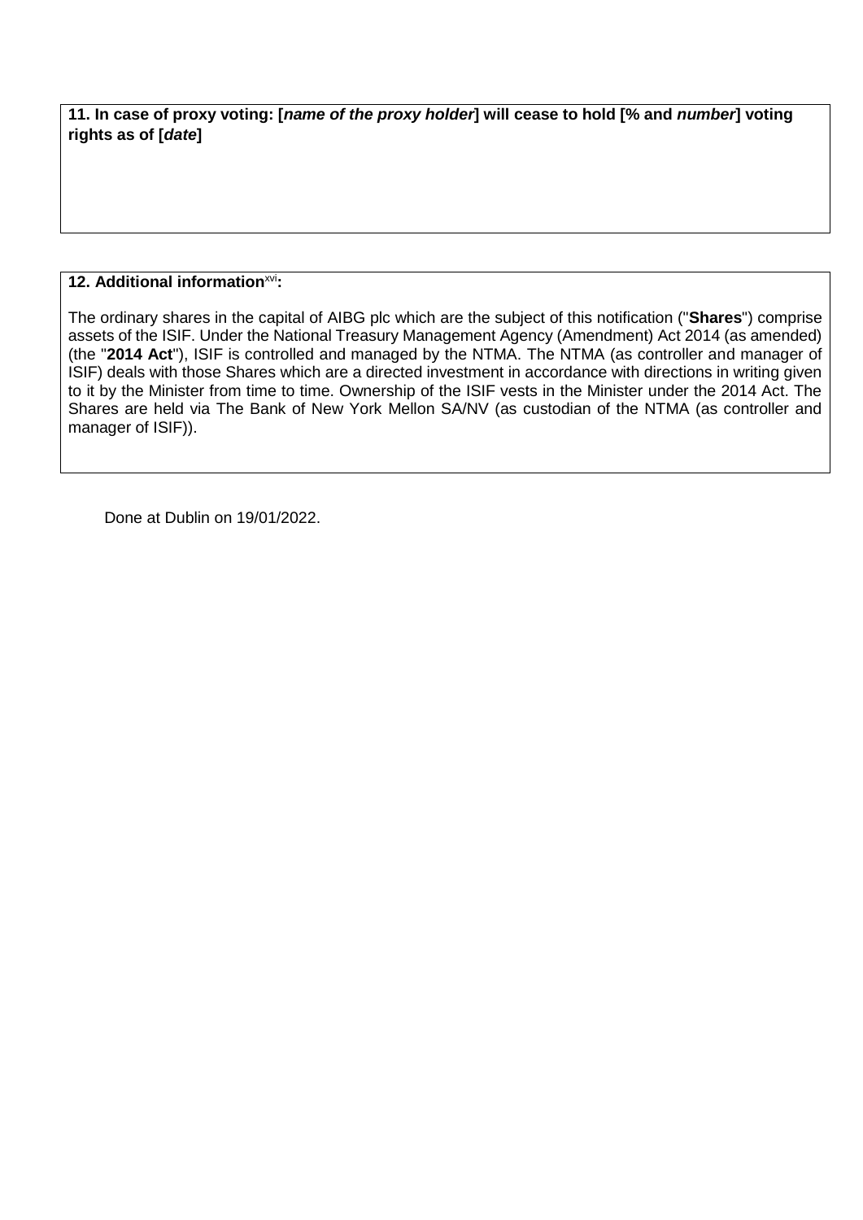**11. In case of proxy voting: [*name of the proxy holder*] will cease to hold [% and *number*] voting rights as of [*date*]**

**12. Additional information**[xvi]**:**

The ordinary shares in the capital of AIBG plc which are the subject of this notification ("**Shares**") comprise assets of the ISIF. Under the National Treasury Management Agency (Amendment) Act 2014 (as amended) (the "**2014 Act**"), ISIF is controlled and managed by the NTMA. The NTMA (as controller and manager of ISIF) deals with those Shares which are a directed investment in accordance with directions in writing given to it by the Minister from time to time. Ownership of the ISIF vests in the Minister under the 2014 Act. The Shares are held via The Bank of New York Mellon SA/NV (as custodian of the NTMA (as controller and manager of ISIF)).

Done at Dublin on 19/01/2022.